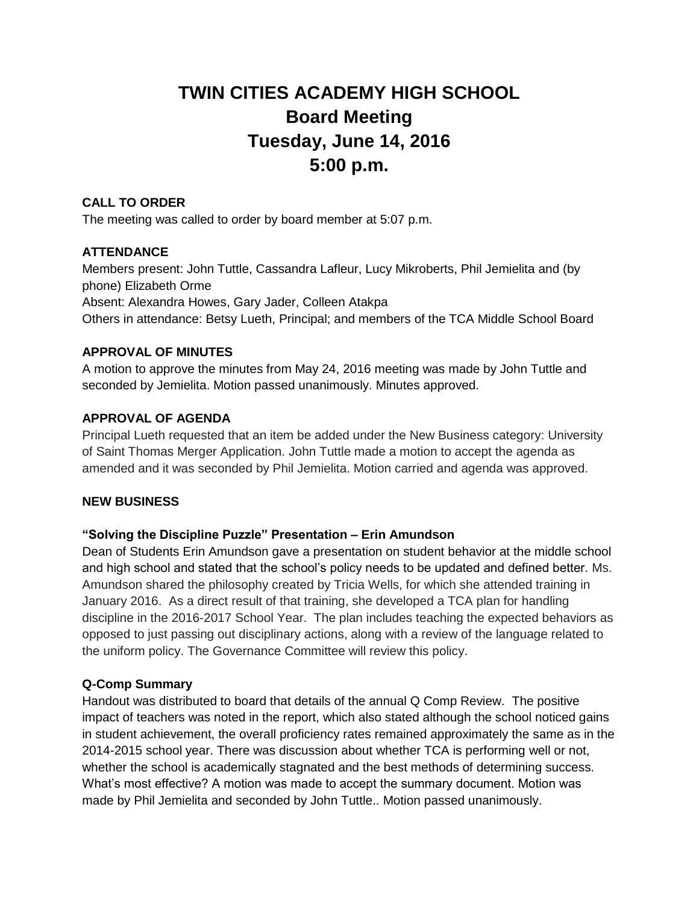# TWIN CITIES ACADEMY HIGH SCHOOL
# Board Meeting
# Tuesday, June 14, 2016
# 5:00 p.m.

**CALL TO ORDER**

The meeting was called to order by board member at 5:07 p.m.

**ATTENDANCE**

Members present: John Tuttle, Cassandra Lafleur, Lucy Mikroberts, Phil Jemielita and (by phone) Elizabeth Orme
Absent: Alexandra Howes, Gary Jader, Colleen Atakpa
Others in attendance: Betsy Lueth, Principal; and members of the TCA Middle School Board

**APPROVAL OF MINUTES**

A motion to approve the minutes from May 24, 2016 meeting was made by John Tuttle and seconded by Jemielita. Motion passed unanimously. Minutes approved.

**APPROVAL OF AGENDA**

Principal Lueth requested that an item be added under the New Business category: University of Saint Thomas Merger Application. John Tuttle made a motion to accept the agenda as amended and it was seconded by Phil Jemielita. Motion carried and agenda was approved.

**NEW BUSINESS**

**"Solving the Discipline Puzzle" Presentation – Erin Amundson**

Dean of Students Erin Amundson gave a presentation on student behavior at the middle school and high school and stated that the school's policy needs to be updated and defined better. Ms. Amundson shared the philosophy created by Tricia Wells, for which she attended training in January 2016. As a direct result of that training, she developed a TCA plan for handling discipline in the 2016-2017 School Year. The plan includes teaching the expected behaviors as opposed to just passing out disciplinary actions, along with a review of the language related to the uniform policy. The Governance Committee will review this policy.

**Q-Comp Summary**

Handout was distributed to board that details of the annual Q Comp Review. The positive impact of teachers was noted in the report, which also stated although the school noticed gains in student achievement, the overall proficiency rates remained approximately the same as in the 2014-2015 school year. There was discussion about whether TCA is performing well or not, whether the school is academically stagnated and the best methods of determining success. What's most effective? A motion was made to accept the summary document. Motion was made by Phil Jemielita and seconded by John Tuttle.. Motion passed unanimously.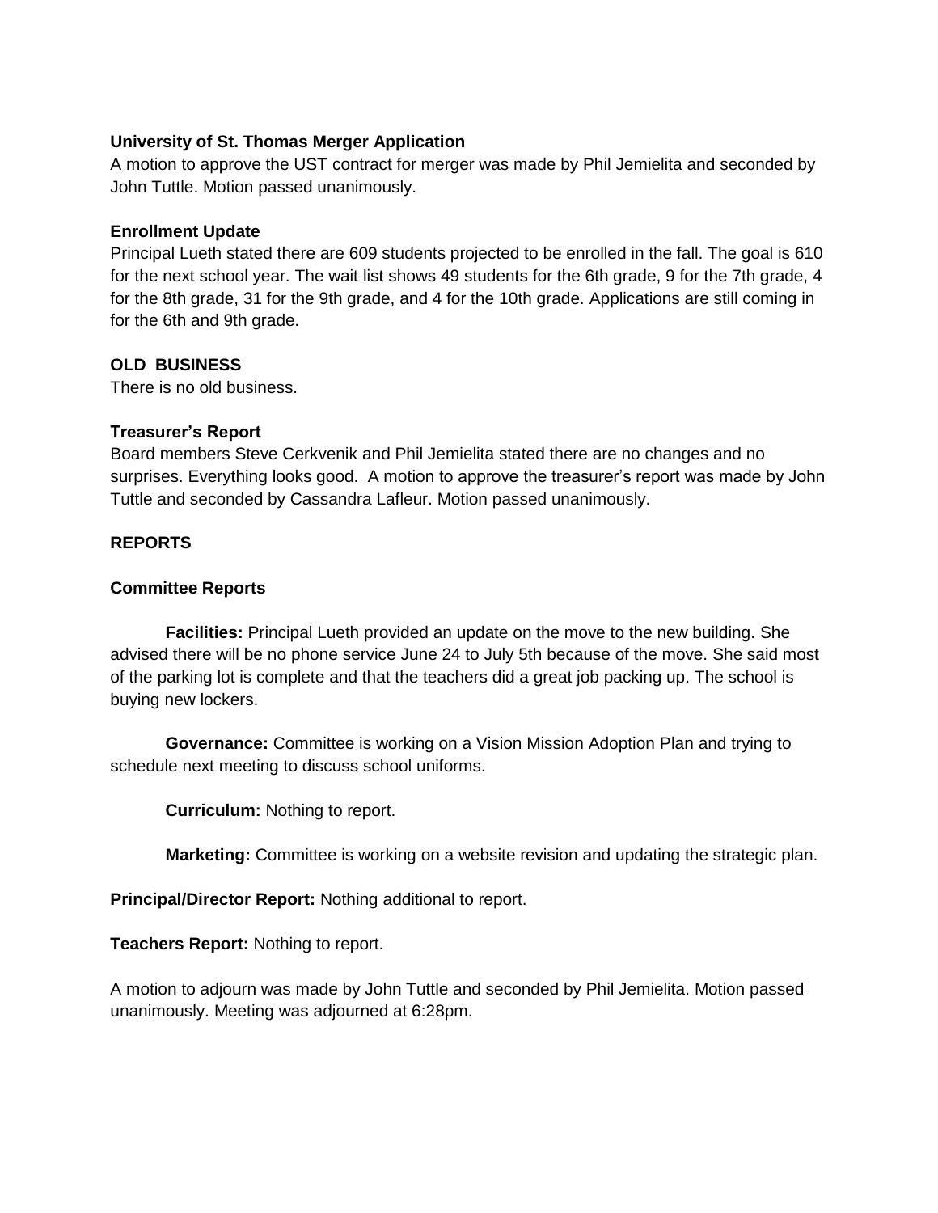**University of St. Thomas Merger Application**

A motion to approve the UST contract for merger was made by Phil Jemielita and seconded by John Tuttle. Motion passed unanimously.

**Enrollment Update**

Principal Lueth stated there are 609 students projected to be enrolled in the fall. The goal is 610 for the next school year. The wait list shows 49 students for the 6th grade, 9 for the 7th grade, 4 for the 8th grade, 31 for the 9th grade, and 4 for the 10th grade. Applications are still coming in for the 6th and 9th grade.

**OLD BUSINESS**

There is no old business.

**Treasurer's Report**

Board members Steve Cerkvenik and Phil Jemielita stated there are no changes and no surprises. Everything looks good. A motion to approve the treasurer's report was made by John Tuttle and seconded by Cassandra Lafleur. Motion passed unanimously.

**REPORTS**

**Committee Reports**

**Facilities:** Principal Lueth provided an update on the move to the new building. She advised there will be no phone service June 24 to July 5th because of the move. She said most of the parking lot is complete and that the teachers did a great job packing up. The school is buying new lockers.

**Governance:** Committee is working on a Vision Mission Adoption Plan and trying to schedule next meeting to discuss school uniforms.

**Curriculum:** Nothing to report.

**Marketing:** Committee is working on a website revision and updating the strategic plan.

**Principal/Director Report:** Nothing additional to report.

**Teachers Report:** Nothing to report.

A motion to adjourn was made by John Tuttle and seconded by Phil Jemielita. Motion passed unanimously. Meeting was adjourned at 6:28pm.